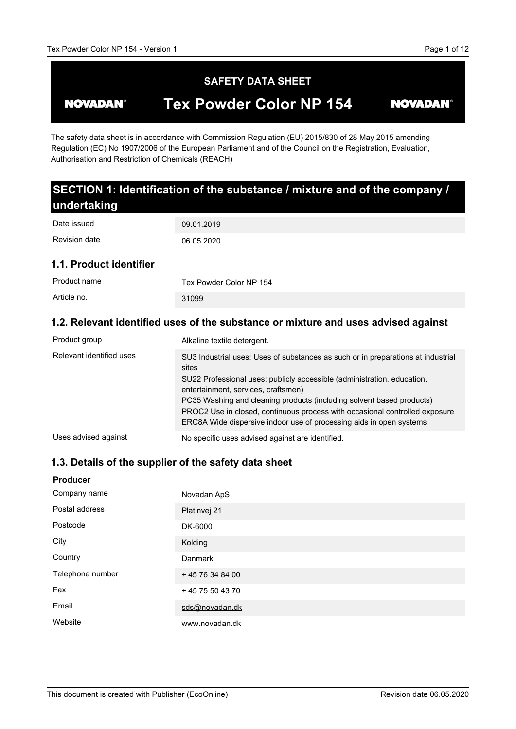# SAFETY DATA SHEET

**NOVADAN®** **Tex Powder Color NP 154** **NOVADAN®**

The safety data sheet is in accordance with Commission Regulation (EU) 2015/830 of 28 May 2015 amending Regulation (EC) No 1907/2006 of the European Parliament and of the Council on the Registration, Evaluation, Authorisation and Restriction of Chemicals (REACH)

## SECTION 1: Identification of the substance / mixture and of the company / undertaking

| | |
|---|---|
| Date issued | 09.01.2019 |
| Revision date | 06.05.2020 |

### 1.1. Product identifier

| | |
|---|---|
| Product name | Tex Powder Color NP 154 |
| Article no. | 31099 |

### 1.2. Relevant identified uses of the substance or mixture and uses advised against

| | |
|---|---|
| Product group | Alkaline textile detergent. |
| Relevant identified uses | SU3 Industrial uses: Uses of substances as such or in preparations at industrial sites<br>SU22 Professional uses: publicly accessible (administration, education, entertainment, services, craftsmen)<br>PC35 Washing and cleaning products (including solvent based products)<br>PROC2 Use in closed, continuous process with occasional controlled exposure<br>ERC8A Wide dispersive indoor use of processing aids in open systems |
| Uses advised against | No specific uses advised against are identified. |

### 1.3. Details of the supplier of the safety data sheet

**Producer**

| | |
|---|---|
| Company name | Novadan ApS |
| Postal address | Platinvej 21 |
| Postcode | DK-6000 |
| City | Kolding |
| Country | Danmark |
| Telephone number | + 45 76 34 84 00 |
| Fax | + 45 75 50 43 70 |
| Email | sds@novadan.dk |
| Website | www.novadan.dk |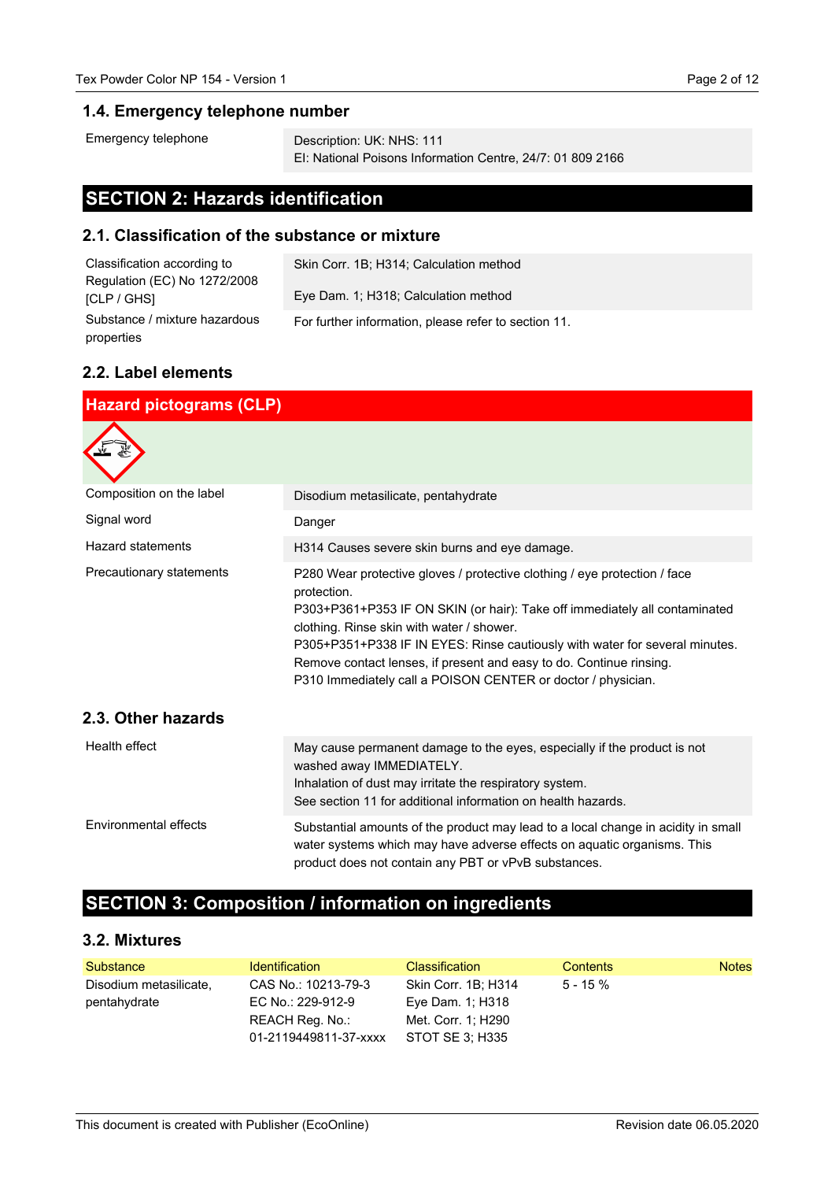## 1.4. Emergency telephone number

| | |
|---|---|
| Emergency telephone | Description: UK: NHS: 111<br>EI: National Poisons Information Centre, 24/7: 01 809 2166 |

# SECTION 2: Hazards identification

## 2.1. Classification of the substance or mixture

| | |
|---|---|
| Classification according to Regulation (EC) No 1272/2008 [CLP / GHS] | Skin Corr. 1B; H314; Calculation method<br><br>Eye Dam. 1; H318; Calculation method |
| Substance / mixture hazardous properties | For further information, please refer to section 11. |

## 2.2. Label elements

**Hazard pictograms (CLP)**

| | |
|---|---|
| Composition on the label | Disodium metasilicate, pentahydrate |
| Signal word | Danger |
| Hazard statements | H314 Causes severe skin burns and eye damage. |
| Precautionary statements | P280 Wear protective gloves / protective clothing / eye protection / face protection.<br>P303+P361+P353 IF ON SKIN (or hair): Take off immediately all contaminated clothing. Rinse skin with water / shower.<br>P305+P351+P338 IF IN EYES: Rinse cautiously with water for several minutes. Remove contact lenses, if present and easy to do. Continue rinsing.<br>P310 Immediately call a POISON CENTER or doctor / physician. |

## 2.3. Other hazards

| | |
|---|---|
| Health effect | May cause permanent damage to the eyes, especially if the product is not washed away IMMEDIATELY.<br>Inhalation of dust may irritate the respiratory system.<br>See section 11 for additional information on health hazards. |
| Environmental effects | Substantial amounts of the product may lead to a local change in acidity in small water systems which may have adverse effects on aquatic organisms. This product does not contain any PBT or vPvB substances. |

# SECTION 3: Composition / information on ingredients

## 3.2. Mixtures

| Substance | Identification | Classification | Contents | Notes |
|---|---|---|---|---|
| Disodium metasilicate, pentahydrate | CAS No.: 10213-79-3<br>EC No.: 229-912-9<br>REACH Reg. No.: 01-2119449811-37-xxxx | Skin Corr. 1B; H314<br>Eye Dam. 1; H318<br>Met. Corr. 1; H290<br>STOT SE 3; H335 | 5 - 15 % | |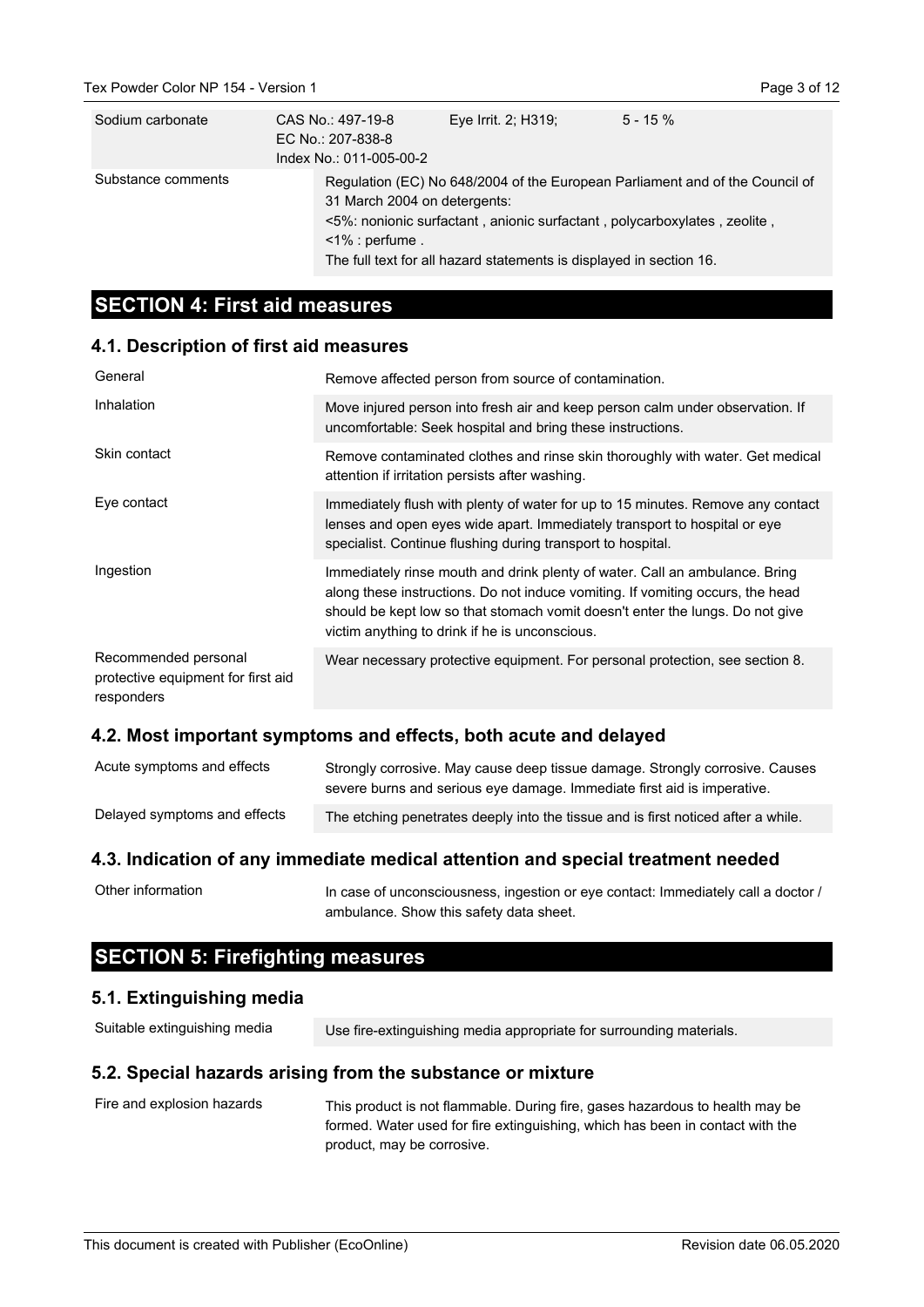| Sodium carbonate | CAS No.: 497-19-8<br>EC No.: 207-838-8<br>Index No.: 011-005-00-2 | Eye Irrit. 2; H319; | 5 - 15 % |
|---|---|---|---|
| Substance comments | Regulation (EC) No 648/2004 of the European Parliament and of the Council of 31 March 2004 on detergents:<br><5%: nonionic surfactant , anionic surfactant , polycarboxylates , zeolite ,<br><1% : perfume .<br>The full text for all hazard statements is displayed in section 16. | | |

# SECTION 4: First aid measures

## 4.1. Description of first aid measures

| | |
|---|---|
| General | Remove affected person from source of contamination. |
| Inhalation | Move injured person into fresh air and keep person calm under observation. If uncomfortable: Seek hospital and bring these instructions. |
| Skin contact | Remove contaminated clothes and rinse skin thoroughly with water. Get medical attention if irritation persists after washing. |
| Eye contact | Immediately flush with plenty of water for up to 15 minutes. Remove any contact lenses and open eyes wide apart. Immediately transport to hospital or eye specialist. Continue flushing during transport to hospital. |
| Ingestion | Immediately rinse mouth and drink plenty of water. Call an ambulance. Bring along these instructions. Do not induce vomiting. If vomiting occurs, the head should be kept low so that stomach vomit doesn't enter the lungs. Do not give victim anything to drink if he is unconscious. |
| Recommended personal protective equipment for first aid responders | Wear necessary protective equipment. For personal protection, see section 8. |

## 4.2. Most important symptoms and effects, both acute and delayed

| | |
|---|---|
| Acute symptoms and effects | Strongly corrosive. May cause deep tissue damage. Strongly corrosive. Causes severe burns and serious eye damage. Immediate first aid is imperative. |
| Delayed symptoms and effects | The etching penetrates deeply into the tissue and is first noticed after a while. |

## 4.3. Indication of any immediate medical attention and special treatment needed

| | |
|---|---|
| Other information | In case of unconsciousness, ingestion or eye contact: Immediately call a doctor / ambulance. Show this safety data sheet. |

# SECTION 5: Firefighting measures

## 5.1. Extinguishing media

| | |
|---|---|
| Suitable extinguishing media | Use fire-extinguishing media appropriate for surrounding materials. |

## 5.2. Special hazards arising from the substance or mixture

| | |
|---|---|
| Fire and explosion hazards | This product is not flammable. During fire, gases hazardous to health may be formed. Water used for fire extinguishing, which has been in contact with the product, may be corrosive. |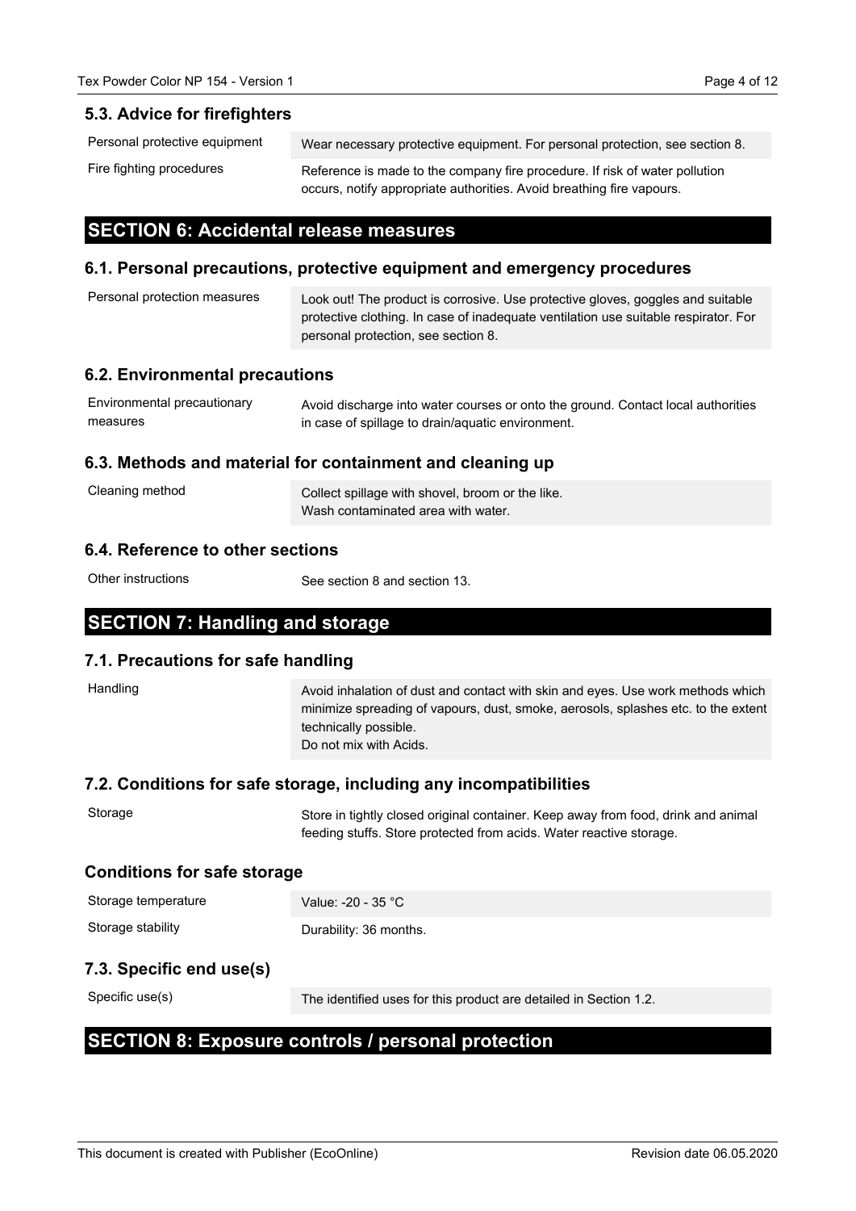### 5.3. Advice for firefighters

| | |
|---|---|
| Personal protective equipment | Wear necessary protective equipment. For personal protection, see section 8. |
| Fire fighting procedures | Reference is made to the company fire procedure. If risk of water pollution occurs, notify appropriate authorities. Avoid breathing fire vapours. |

## SECTION 6: Accidental release measures

### 6.1. Personal precautions, protective equipment and emergency procedures

| | |
|---|---|
| Personal protection measures | Look out! The product is corrosive. Use protective gloves, goggles and suitable protective clothing. In case of inadequate ventilation use suitable respirator. For personal protection, see section 8. |

### 6.2. Environmental precautions

| | |
|---|---|
| Environmental precautionary measures | Avoid discharge into water courses or onto the ground. Contact local authorities in case of spillage to drain/aquatic environment. |

### 6.3. Methods and material for containment and cleaning up

| | |
|---|---|
| Cleaning method | Collect spillage with shovel, broom or the like.<br>Wash contaminated area with water. |

### 6.4. Reference to other sections

| | |
|---|---|
| Other instructions | See section 8 and section 13. |

## SECTION 7: Handling and storage

### 7.1. Precautions for safe handling

| | |
|---|---|
| Handling | Avoid inhalation of dust and contact with skin and eyes. Use work methods which minimize spreading of vapours, dust, smoke, aerosols, splashes etc. to the extent technically possible.<br>Do not mix with Acids. |

### 7.2. Conditions for safe storage, including any incompatibilities

| | |
|---|---|
| Storage | Store in tightly closed original container. Keep away from food, drink and animal feeding stuffs. Store protected from acids. Water reactive storage. |

### Conditions for safe storage

| | |
|---|---|
| Storage temperature | Value: -20 - 35 °C |
| Storage stability | Durability: 36 months. |

### 7.3. Specific end use(s)

| | |
|---|---|
| Specific use(s) | The identified uses for this product are detailed in Section 1.2. |

## SECTION 8: Exposure controls / personal protection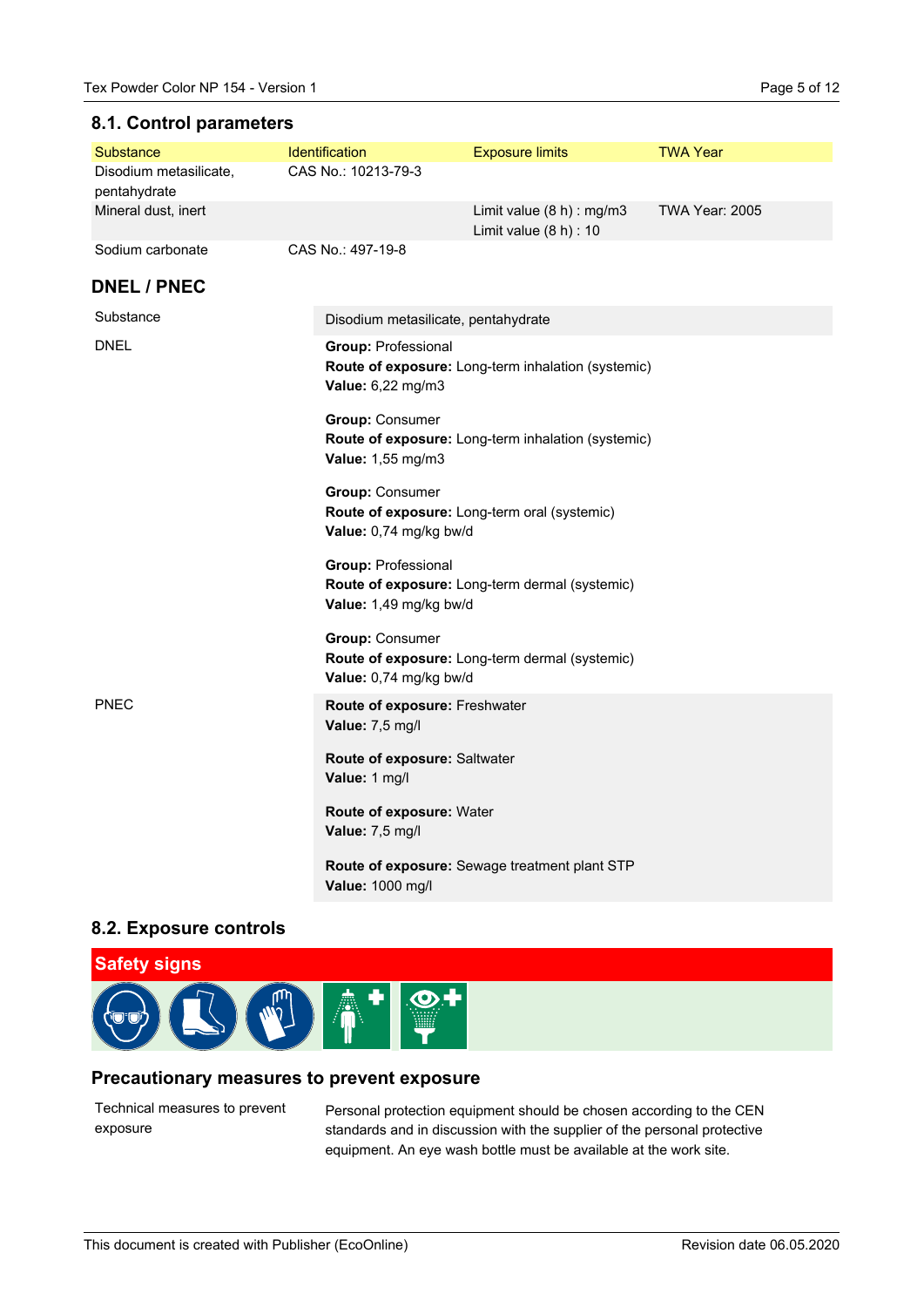## 8.1. Control parameters

| Substance | Identification | Exposure limits | TWA Year |
| --- | --- | --- | --- |
| Disodium metasilicate, pentahydrate | CAS No.: 10213-79-3 | | |
| Mineral dust, inert | | Limit value (8 h) : mg/m3<br>Limit value (8 h) : 10 | TWA Year: 2005 |
| Sodium carbonate | CAS No.: 497-19-8 | | |

## DNEL / PNEC

| | |
| --- | --- |
| Substance | Disodium metasilicate, pentahydrate |
| DNEL | **Group:** Professional<br>**Route of exposure:** Long-term inhalation (systemic)<br>**Value:** 6,22 mg/m3<br><br>**Group:** Consumer<br>**Route of exposure:** Long-term inhalation (systemic)<br>**Value:** 1,55 mg/m3<br><br>**Group:** Consumer<br>**Route of exposure:** Long-term oral (systemic)<br>**Value:** 0,74 mg/kg bw/d<br><br>**Group:** Professional<br>**Route of exposure:** Long-term dermal (systemic)<br>**Value:** 1,49 mg/kg bw/d<br><br>**Group:** Consumer<br>**Route of exposure:** Long-term dermal (systemic)<br>**Value:** 0,74 mg/kg bw/d |
| PNEC | **Route of exposure:** Freshwater<br>**Value:** 7,5 mg/l<br><br>**Route of exposure:** Saltwater<br>**Value:** 1 mg/l<br><br>**Route of exposure:** Water<br>**Value:** 7,5 mg/l<br><br>**Route of exposure:** Sewage treatment plant STP<br>**Value:** 1000 mg/l |

## 8.2. Exposure controls

**Safety signs**

### Precautionary measures to prevent exposure

| | |
| --- | --- |
| Technical measures to prevent exposure | Personal protection equipment should be chosen according to the CEN standards and in discussion with the supplier of the personal protective equipment. An eye wash bottle must be available at the work site. |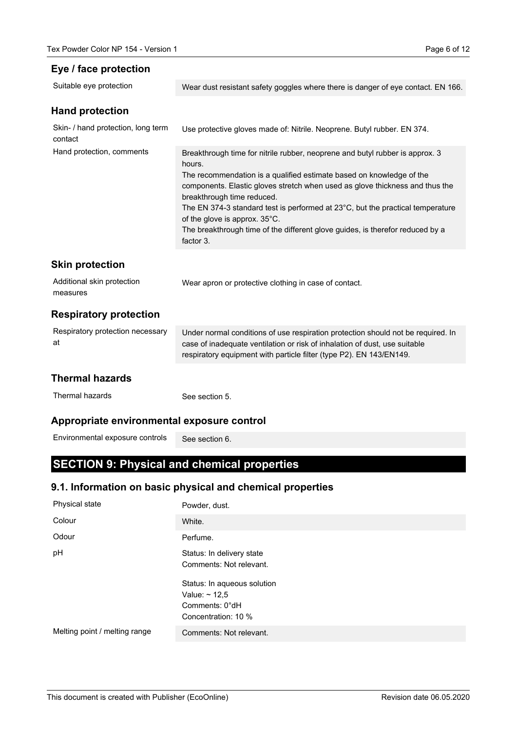### Eye / face protection

| | |
|---|---|
| Suitable eye protection | Wear dust resistant safety goggles where there is danger of eye contact. EN 166. |

### Hand protection

| | |
|---|---|
| Skin- / hand protection, long term contact | Use protective gloves made of: Nitrile. Neoprene. Butyl rubber. EN 374. |
| Hand protection, comments | Breakthrough time for nitrile rubber, neoprene and butyl rubber is approx. 3 hours.<br>The recommendation is a qualified estimate based on knowledge of the components. Elastic gloves stretch when used as glove thickness and thus the breakthrough time reduced.<br>The EN 374-3 standard test is performed at 23°C, but the practical temperature of the glove is approx. 35°C.<br>The breakthrough time of the different glove guides, is therefor reduced by a factor 3. |

### Skin protection

| | |
|---|---|
| Additional skin protection measures | Wear apron or protective clothing in case of contact. |

### Respiratory protection

| | |
|---|---|
| Respiratory protection necessary at | Under normal conditions of use respiration protection should not be required. In case of inadequate ventilation or risk of inhalation of dust, use suitable respiratory equipment with particle filter (type P2). EN 143/EN149. |

### Thermal hazards

| | |
|---|---|
| Thermal hazards | See section 5. |

### Appropriate environmental exposure control

| | |
|---|---|
| Environmental exposure controls | See section 6. |

## SECTION 9: Physical and chemical properties

### 9.1. Information on basic physical and chemical properties

| | |
|---|---|
| Physical state | Powder, dust. |
| Colour | White. |
| Odour | Perfume. |
| pH | Status: In delivery state<br>Comments: Not relevant.<br><br>Status: In aqueous solution<br>Value: ~ 12,5<br>Comments: 0°dH<br>Concentration: 10 % |
| Melting point / melting range | Comments: Not relevant. |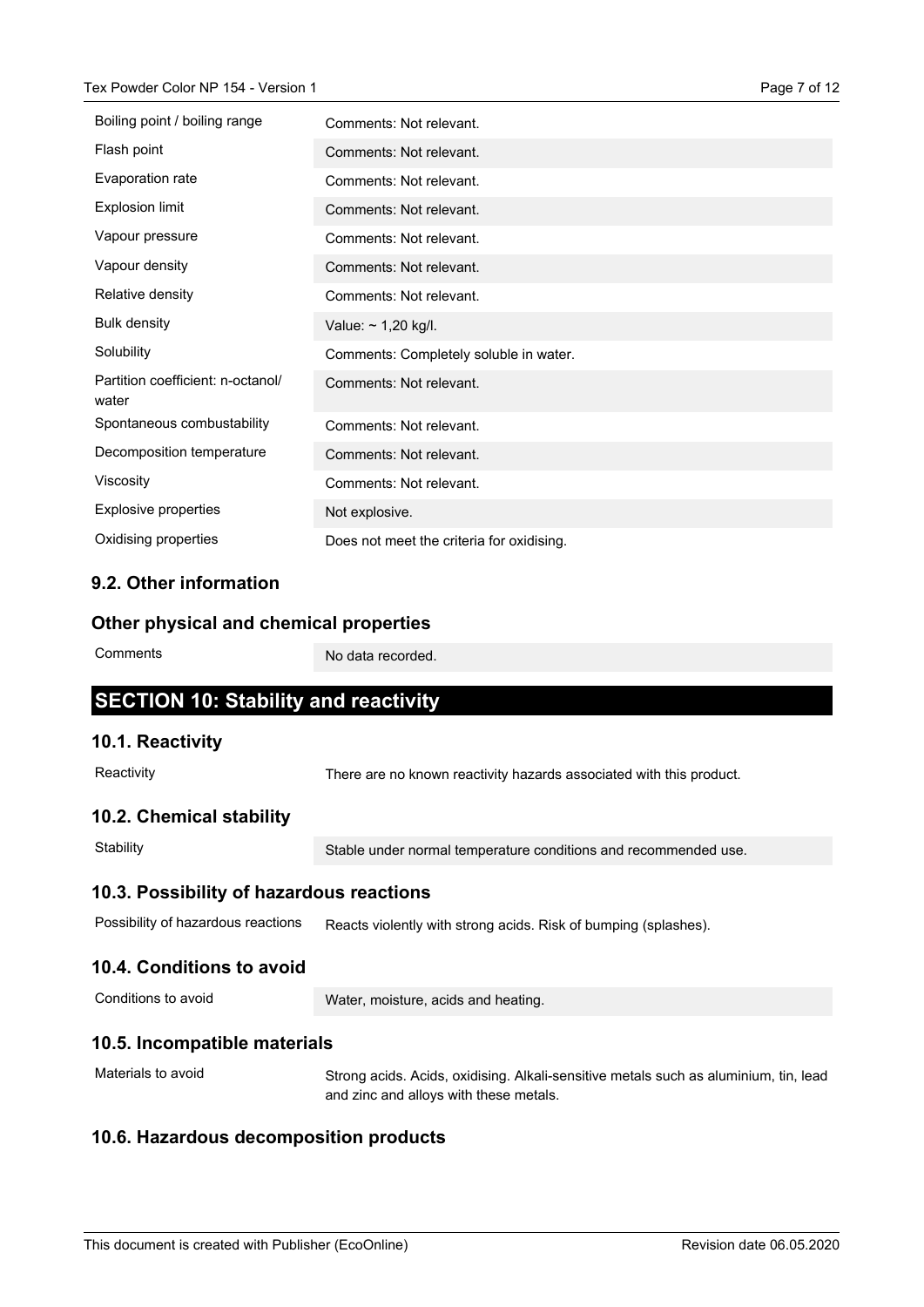| | |
|---|---|
| Boiling point / boiling range | Comments: Not relevant. |
| Flash point | Comments: Not relevant. |
| Evaporation rate | Comments: Not relevant. |
| Explosion limit | Comments: Not relevant. |
| Vapour pressure | Comments: Not relevant. |
| Vapour density | Comments: Not relevant. |
| Relative density | Comments: Not relevant. |
| Bulk density | Value: ~ 1,20 kg/l. |
| Solubility | Comments: Completely soluble in water. |
| Partition coefficient: n-octanol/water | Comments: Not relevant. |
| Spontaneous combustability | Comments: Not relevant. |
| Decomposition temperature | Comments: Not relevant. |
| Viscosity | Comments: Not relevant. |
| Explosive properties | Not explosive. |
| Oxidising properties | Does not meet the criteria for oxidising. |

### 9.2. Other information

### Other physical and chemical properties

| | |
|---|---|
| Comments | No data recorded. |

## SECTION 10: Stability and reactivity

### 10.1. Reactivity

| | |
|---|---|
| Reactivity | There are no known reactivity hazards associated with this product. |

### 10.2. Chemical stability

| | |
|---|---|
| Stability | Stable under normal temperature conditions and recommended use. |

### 10.3. Possibility of hazardous reactions

| | |
|---|---|
| Possibility of hazardous reactions | Reacts violently with strong acids. Risk of bumping (splashes). |

### 10.4. Conditions to avoid

| | |
|---|---|
| Conditions to avoid | Water, moisture, acids and heating. |

### 10.5. Incompatible materials

| | |
|---|---|
| Materials to avoid | Strong acids. Acids, oxidising. Alkali-sensitive metals such as aluminium, tin, lead and zinc and alloys with these metals. |

### 10.6. Hazardous decomposition products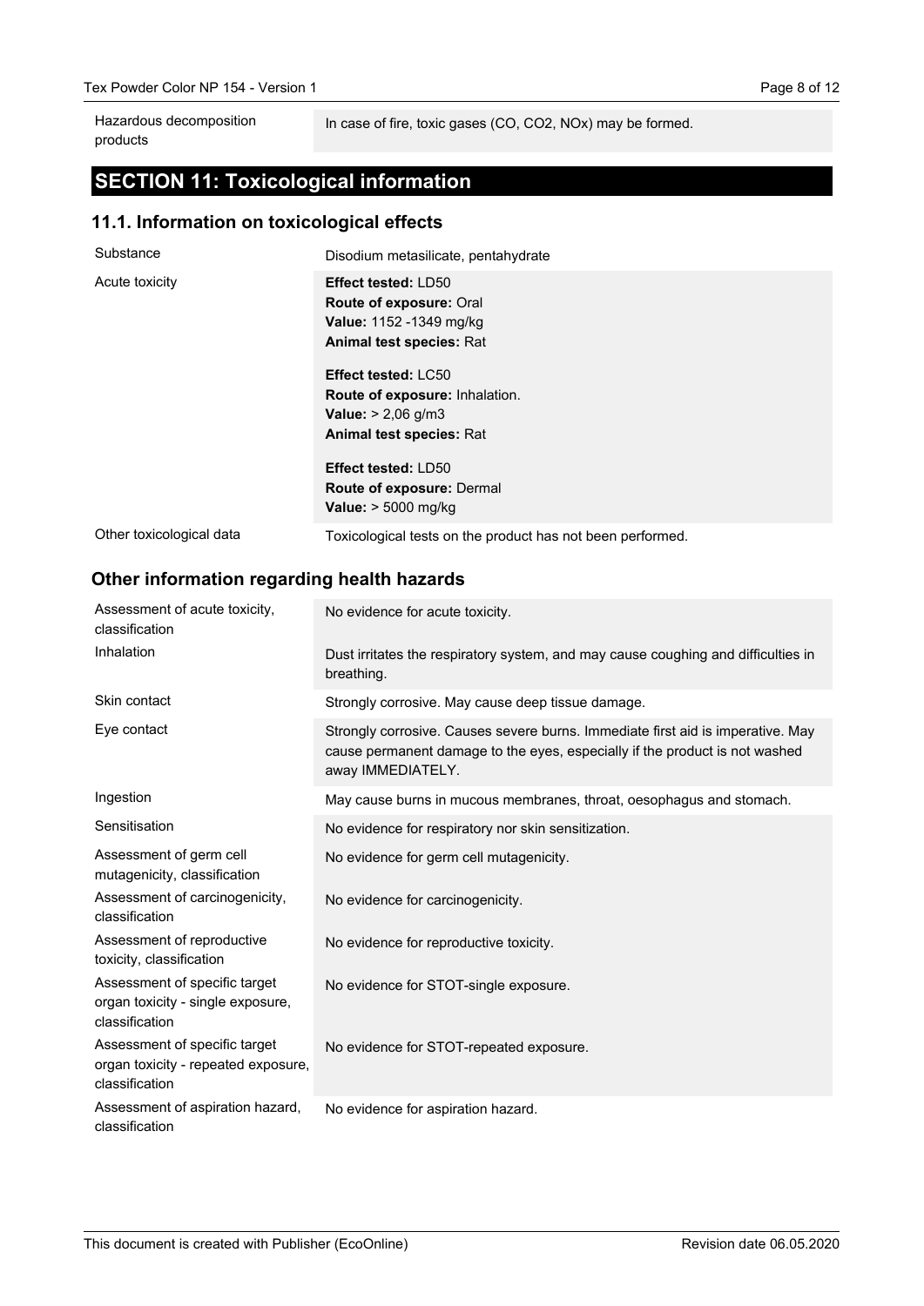| | |
|---|---|
| Hazardous decomposition products | In case of fire, toxic gases (CO, $CO_2$, NOx) may be formed. |

## SECTION 11: Toxicological information

### 11.1. Information on toxicological effects

| | |
|---|---|
| Substance | Disodium metasilicate, pentahydrate |
| Acute toxicity | **Effect tested:** LD50<br>**Route of exposure:** Oral<br>**Value:** 1152 -1349 mg/kg<br>**Animal test species:** Rat<br><br>**Effect tested:** LC50<br>**Route of exposure:** Inhalation.<br>**Value:** > 2,06 g/m3<br>**Animal test species:** Rat<br><br>**Effect tested:** LD50<br>**Route of exposure:** Dermal<br>**Value:** > 5000 mg/kg |
| Other toxicological data | Toxicological tests on the product has not been performed. |

### Other information regarding health hazards

| | |
|---|---|
| Assessment of acute toxicity, classification | No evidence for acute toxicity. |
| Inhalation | Dust irritates the respiratory system, and may cause coughing and difficulties in breathing. |
| Skin contact | Strongly corrosive. May cause deep tissue damage. |
| Eye contact | Strongly corrosive. Causes severe burns. Immediate first aid is imperative. May cause permanent damage to the eyes, especially if the product is not washed away IMMEDIATELY. |
| Ingestion | May cause burns in mucous membranes, throat, oesophagus and stomach. |
| Sensitisation | No evidence for respiratory nor skin sensitization. |
| Assessment of germ cell mutagenicity, classification | No evidence for germ cell mutagenicity. |
| Assessment of carcinogenicity, classification | No evidence for carcinogenicity. |
| Assessment of reproductive toxicity, classification | No evidence for reproductive toxicity. |
| Assessment of specific target organ toxicity - single exposure, classification | No evidence for STOT-single exposure. |
| Assessment of specific target organ toxicity - repeated exposure, classification | No evidence for STOT-repeated exposure. |
| Assessment of aspiration hazard, classification | No evidence for aspiration hazard. |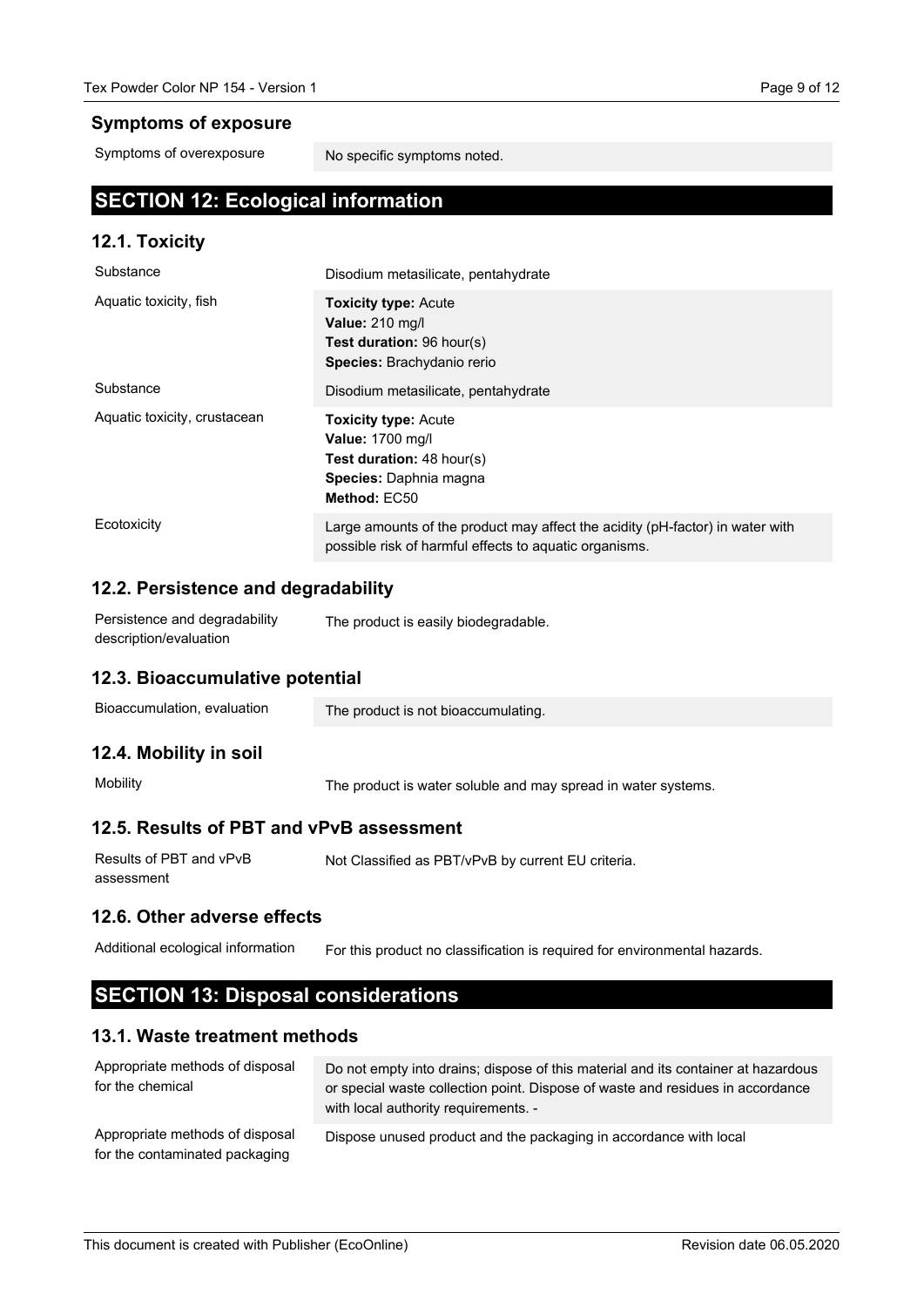### Symptoms of exposure

| | |
|---|---|
| Symptoms of overexposure | No specific symptoms noted. |

## SECTION 12: Ecological information

### 12.1. Toxicity

| | |
|---|---|
| Substance | Disodium metasilicate, pentahydrate |
| Aquatic toxicity, fish | **Toxicity type:** Acute<br>**Value:** 210 mg/l<br>**Test duration:** 96 hour(s)<br>**Species:** Brachydanio rerio |
| Substance | Disodium metasilicate, pentahydrate |
| Aquatic toxicity, crustacean | **Toxicity type:** Acute<br>**Value:** 1700 mg/l<br>**Test duration:** 48 hour(s)<br>**Species:** Daphnia magna<br>**Method:** EC50 |
| Ecotoxicity | Large amounts of the product may affect the acidity (pH-factor) in water with possible risk of harmful effects to aquatic organisms. |

### 12.2. Persistence and degradability

| | |
|---|---|
| Persistence and degradability description/evaluation | The product is easily biodegradable. |

### 12.3. Bioaccumulative potential

| | |
|---|---|
| Bioaccumulation, evaluation | The product is not bioaccumulating. |

### 12.4. Mobility in soil

| | |
|---|---|
| Mobility | The product is water soluble and may spread in water systems. |

### 12.5. Results of PBT and vPvB assessment

| | |
|---|---|
| Results of PBT and vPvB assessment | Not Classified as PBT/vPvB by current EU criteria. |

### 12.6. Other adverse effects

| | |
|---|---|
| Additional ecological information | For this product no classification is required for environmental hazards. |

## SECTION 13: Disposal considerations

### 13.1. Waste treatment methods

| | |
|---|---|
| Appropriate methods of disposal for the chemical | Do not empty into drains; dispose of this material and its container at hazardous or special waste collection point. Dispose of waste and residues in accordance with local authority requirements. - |
| Appropriate methods of disposal for the contaminated packaging | Dispose unused product and the packaging in accordance with local |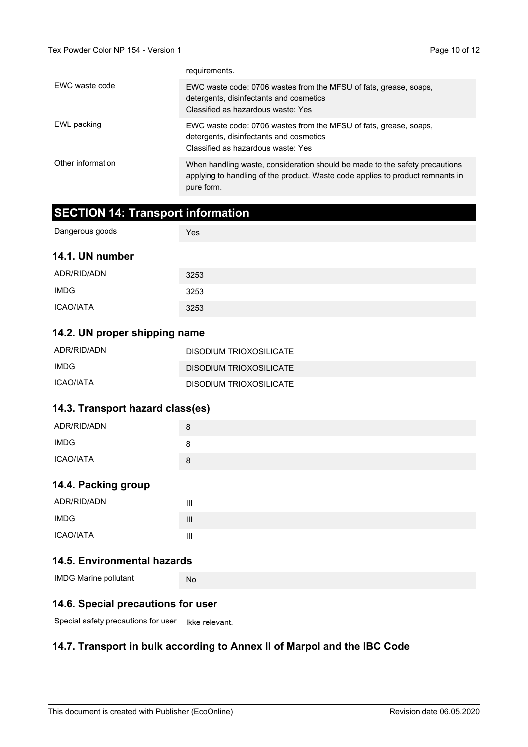|  |  |
|---|---|
|  | requirements. |
| EWC waste code | EWC waste code: 0706 wastes from the MFSU of fats, grease, soaps, detergents, disinfectants and cosmetics<br>Classified as hazardous waste: Yes |
| EWL packing | EWC waste code: 0706 wastes from the MFSU of fats, grease, soaps, detergents, disinfectants and cosmetics<br>Classified as hazardous waste: Yes |
| Other information | When handling waste, consideration should be made to the safety precautions applying to handling of the product. Waste code applies to product remnants in pure form. |

## SECTION 14: Transport information

| | |
|---|---|
| Dangerous goods | Yes |

### 14.1. UN number

| | |
|---|---|
| ADR/RID/ADN | 3253 |
| IMDG | 3253 |
| ICAO/IATA | 3253 |

### 14.2. UN proper shipping name

| | |
|---|---|
| ADR/RID/ADN | DISODIUM TRIOXOSILICATE |
| IMDG | DISODIUM TRIOXOSILICATE |
| ICAO/IATA | DISODIUM TRIOXOSILICATE |

### 14.3. Transport hazard class(es)

| | |
|---|---|
| ADR/RID/ADN | 8 |
| IMDG | 8 |
| ICAO/IATA | 8 |

### 14.4. Packing group

| | |
|---|---|
| ADR/RID/ADN | III |
| IMDG | III |
| ICAO/IATA | III |

### 14.5. Environmental hazards

| | |
|---|---|
| IMDG Marine pollutant | No |

### 14.6. Special precautions for user

| | |
|---|---|
| Special safety precautions for user | Ikke relevant. |

### 14.7. Transport in bulk according to Annex II of Marpol and the IBC Code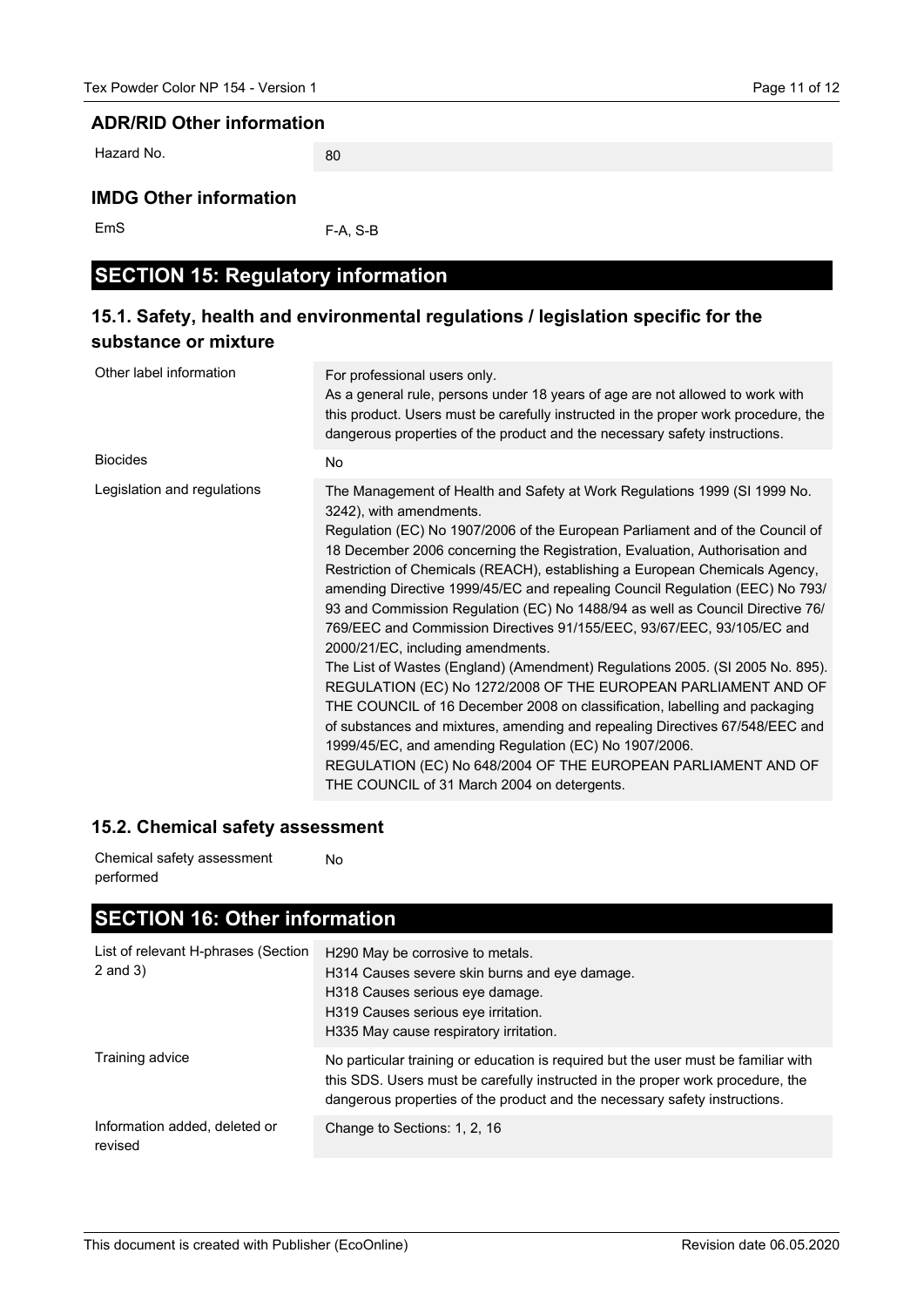### ADR/RID Other information

| | |
|---|---|
| Hazard No. | 80 |

### IMDG Other information

| | |
|---|---|
| EmS | F-A, S-B |

## SECTION 15: Regulatory information

### 15.1. Safety, health and environmental regulations / legislation specific for the substance or mixture

| | |
|---|---|
| Other label information | For professional users only.<br>As a general rule, persons under 18 years of age are not allowed to work with this product. Users must be carefully instructed in the proper work procedure, the dangerous properties of the product and the necessary safety instructions. |
| Biocides | No |
| Legislation and regulations | The Management of Health and Safety at Work Regulations 1999 (SI 1999 No. 3242), with amendments.<br>Regulation (EC) No 1907/2006 of the European Parliament and of the Council of 18 December 2006 concerning the Registration, Evaluation, Authorisation and Restriction of Chemicals (REACH), establishing a European Chemicals Agency, amending Directive 1999/45/EC and repealing Council Regulation (EEC) No 793/93 and Commission Regulation (EC) No 1488/94 as well as Council Directive 76/769/EEC and Commission Directives 91/155/EEC, 93/67/EEC, 93/105/EC and 2000/21/EC, including amendments.<br>The List of Wastes (England) (Amendment) Regulations 2005. (SI 2005 No. 895).<br>REGULATION (EC) No 1272/2008 OF THE EUROPEAN PARLIAMENT AND OF THE COUNCIL of 16 December 2008 on classification, labelling and packaging of substances and mixtures, amending and repealing Directives 67/548/EEC and 1999/45/EC, and amending Regulation (EC) No 1907/2006.<br>REGULATION (EC) No 648/2004 OF THE EUROPEAN PARLIAMENT AND OF THE COUNCIL of 31 March 2004 on detergents. |

### 15.2. Chemical safety assessment

| | |
|---|---|
| Chemical safety assessment performed | No |

## SECTION 16: Other information

| | |
|---|---|
| List of relevant H-phrases (Section 2 and 3) | H290 May be corrosive to metals.<br>H314 Causes severe skin burns and eye damage.<br>H318 Causes serious eye damage.<br>H319 Causes serious eye irritation.<br>H335 May cause respiratory irritation. |
| Training advice | No particular training or education is required but the user must be familiar with this SDS. Users must be carefully instructed in the proper work procedure, the dangerous properties of the product and the necessary safety instructions. |
| Information added, deleted or revised | Change to Sections: 1, 2, 16 |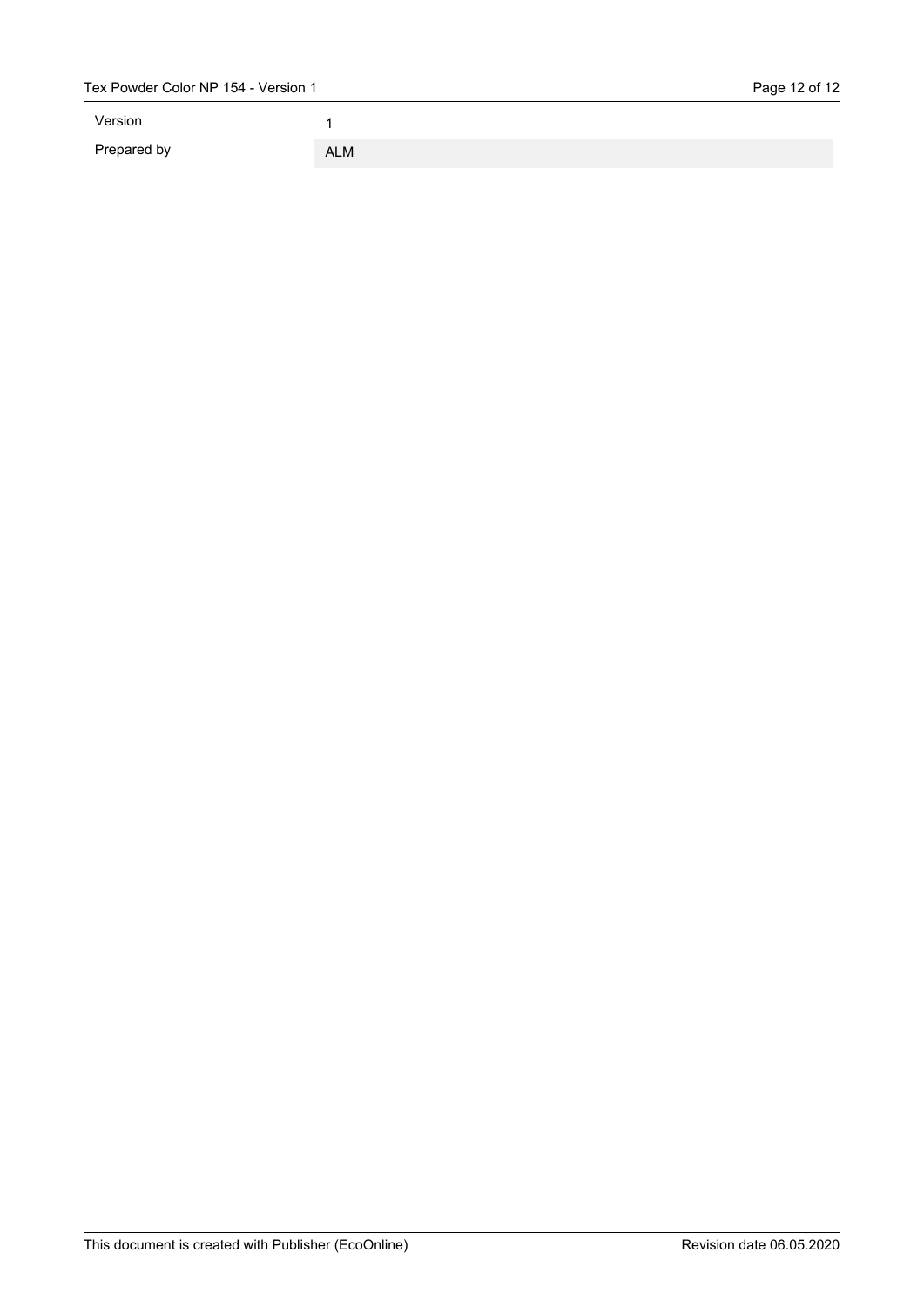| | |
|---|---|
| Version | 1 |
| Prepared by | ALM |